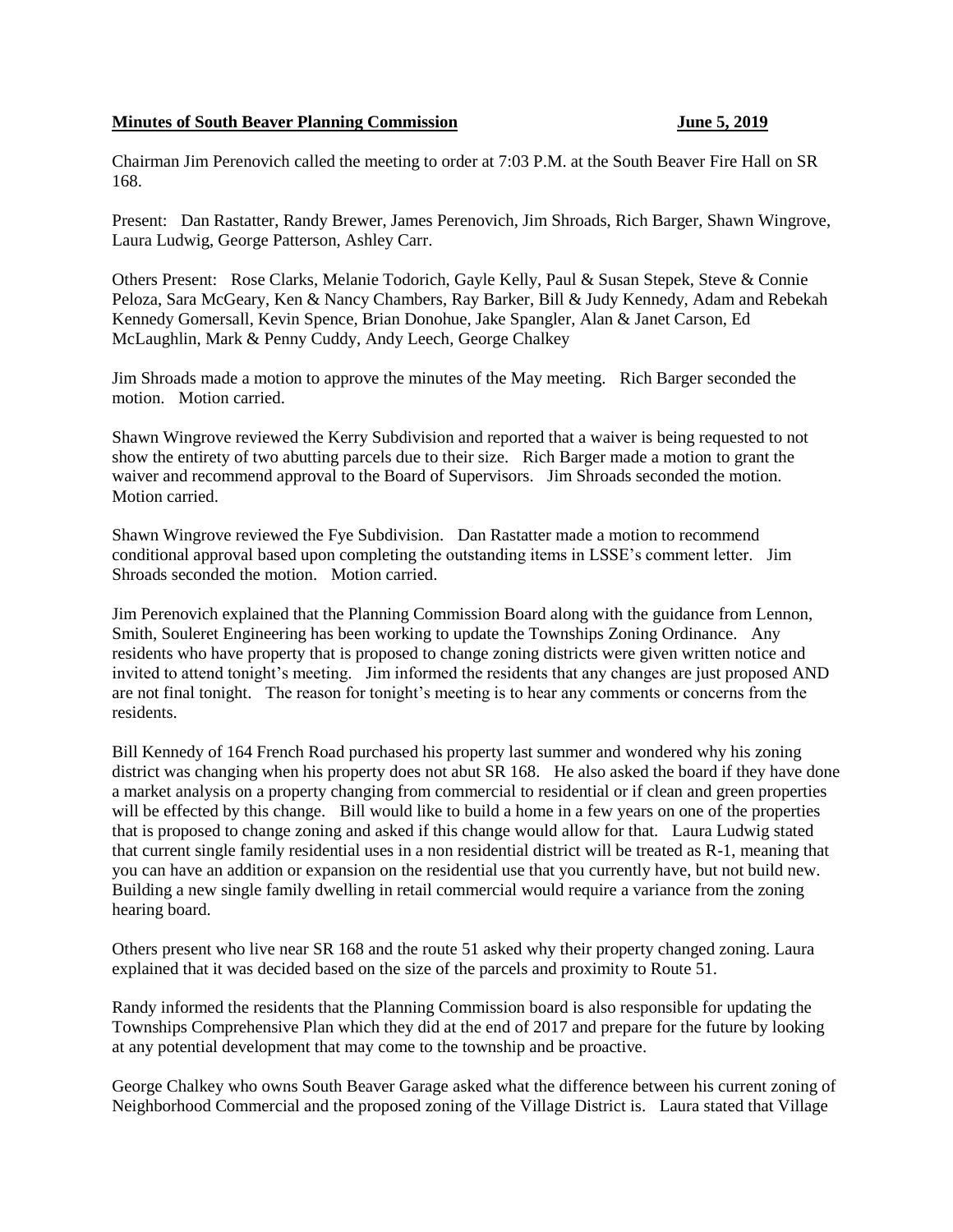**Minutes of South Beaver Planning Commission** **June 5, 2019**

Chairman Jim Perenovich called the meeting to order at 7:03 P.M. at the South Beaver Fire Hall on SR 168.

Present: Dan Rastatter, Randy Brewer, James Perenovich, Jim Shroads, Rich Barger, Shawn Wingrove, Laura Ludwig, George Patterson, Ashley Carr.

Others Present: Rose Clarks, Melanie Todorich, Gayle Kelly, Paul & Susan Stepek, Steve & Connie Peloza, Sara McGeary, Ken & Nancy Chambers, Ray Barker, Bill & Judy Kennedy, Adam and Rebekah Kennedy Gomersall, Kevin Spence, Brian Donohue, Jake Spangler, Alan & Janet Carson, Ed McLaughlin, Mark & Penny Cuddy, Andy Leech, George Chalkey

Jim Shroads made a motion to approve the minutes of the May meeting. Rich Barger seconded the motion. Motion carried.

Shawn Wingrove reviewed the Kerry Subdivision and reported that a waiver is being requested to not show the entirety of two abutting parcels due to their size. Rich Barger made a motion to grant the waiver and recommend approval to the Board of Supervisors. Jim Shroads seconded the motion. Motion carried.

Shawn Wingrove reviewed the Fye Subdivision. Dan Rastatter made a motion to recommend conditional approval based upon completing the outstanding items in LSSE's comment letter. Jim Shroads seconded the motion. Motion carried.

Jim Perenovich explained that the Planning Commission Board along with the guidance from Lennon, Smith, Souleret Engineering has been working to update the Townships Zoning Ordinance. Any residents who have property that is proposed to change zoning districts were given written notice and invited to attend tonight's meeting. Jim informed the residents that any changes are just proposed AND are not final tonight. The reason for tonight's meeting is to hear any comments or concerns from the residents.

Bill Kennedy of 164 French Road purchased his property last summer and wondered why his zoning district was changing when his property does not abut SR 168. He also asked the board if they have done a market analysis on a property changing from commercial to residential or if clean and green properties will be effected by this change. Bill would like to build a home in a few years on one of the properties that is proposed to change zoning and asked if this change would allow for that. Laura Ludwig stated that current single family residential uses in a non residential district will be treated as R-1, meaning that you can have an addition or expansion on the residential use that you currently have, but not build new. Building a new single family dwelling in retail commercial would require a variance from the zoning hearing board.

Others present who live near SR 168 and the route 51 asked why their property changed zoning. Laura explained that it was decided based on the size of the parcels and proximity to Route 51.

Randy informed the residents that the Planning Commission board is also responsible for updating the Townships Comprehensive Plan which they did at the end of 2017 and prepare for the future by looking at any potential development that may come to the township and be proactive.

George Chalkey who owns South Beaver Garage asked what the difference between his current zoning of Neighborhood Commercial and the proposed zoning of the Village District is. Laura stated that Village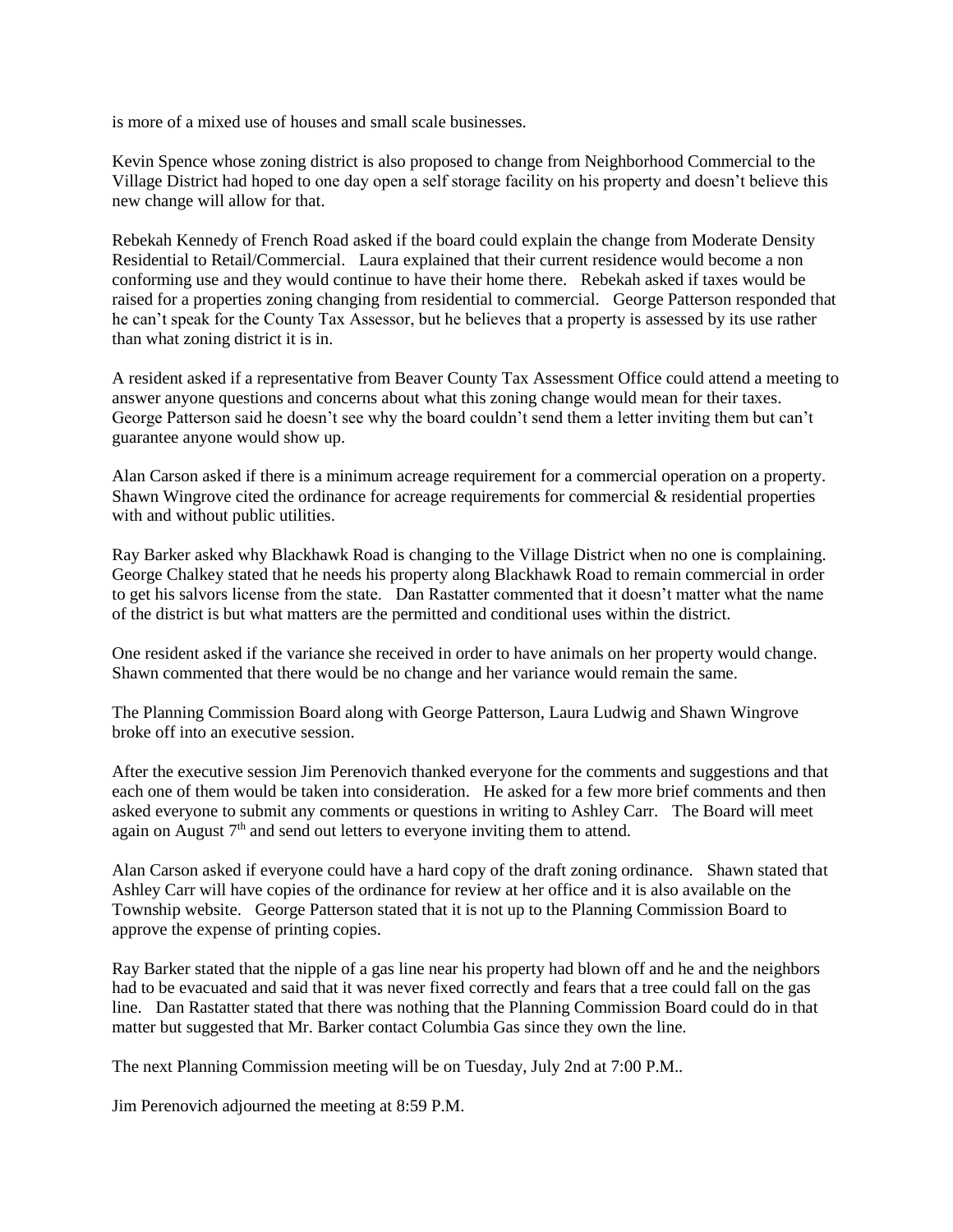is more of a mixed use of houses and small scale businesses.

Kevin Spence whose zoning district is also proposed to change from Neighborhood Commercial to the Village District had hoped to one day open a self storage facility on his property and doesn't believe this new change will allow for that.

Rebekah Kennedy of French Road asked if the board could explain the change from Moderate Density Residential to Retail/Commercial. Laura explained that their current residence would become a non conforming use and they would continue to have their home there. Rebekah asked if taxes would be raised for a properties zoning changing from residential to commercial. George Patterson responded that he can't speak for the County Tax Assessor, but he believes that a property is assessed by its use rather than what zoning district it is in.

A resident asked if a representative from Beaver County Tax Assessment Office could attend a meeting to answer anyone questions and concerns about what this zoning change would mean for their taxes. George Patterson said he doesn't see why the board couldn't send them a letter inviting them but can't guarantee anyone would show up.

Alan Carson asked if there is a minimum acreage requirement for a commercial operation on a property. Shawn Wingrove cited the ordinance for acreage requirements for commercial & residential properties with and without public utilities.

Ray Barker asked why Blackhawk Road is changing to the Village District when no one is complaining. George Chalkey stated that he needs his property along Blackhawk Road to remain commercial in order to get his salvors license from the state. Dan Rastatter commented that it doesn't matter what the name of the district is but what matters are the permitted and conditional uses within the district.

One resident asked if the variance she received in order to have animals on her property would change. Shawn commented that there would be no change and her variance would remain the same.

The Planning Commission Board along with George Patterson, Laura Ludwig and Shawn Wingrove broke off into an executive session.

After the executive session Jim Perenovich thanked everyone for the comments and suggestions and that each one of them would be taken into consideration. He asked for a few more brief comments and then asked everyone to submit any comments or questions in writing to Ashley Carr. The Board will meet again on August 7th and send out letters to everyone inviting them to attend.

Alan Carson asked if everyone could have a hard copy of the draft zoning ordinance. Shawn stated that Ashley Carr will have copies of the ordinance for review at her office and it is also available on the Township website. George Patterson stated that it is not up to the Planning Commission Board to approve the expense of printing copies.

Ray Barker stated that the nipple of a gas line near his property had blown off and he and the neighbors had to be evacuated and said that it was never fixed correctly and fears that a tree could fall on the gas line. Dan Rastatter stated that there was nothing that the Planning Commission Board could do in that matter but suggested that Mr. Barker contact Columbia Gas since they own the line.

The next Planning Commission meeting will be on Tuesday, July 2nd at 7:00 P.M..

Jim Perenovich adjourned the meeting at 8:59 P.M.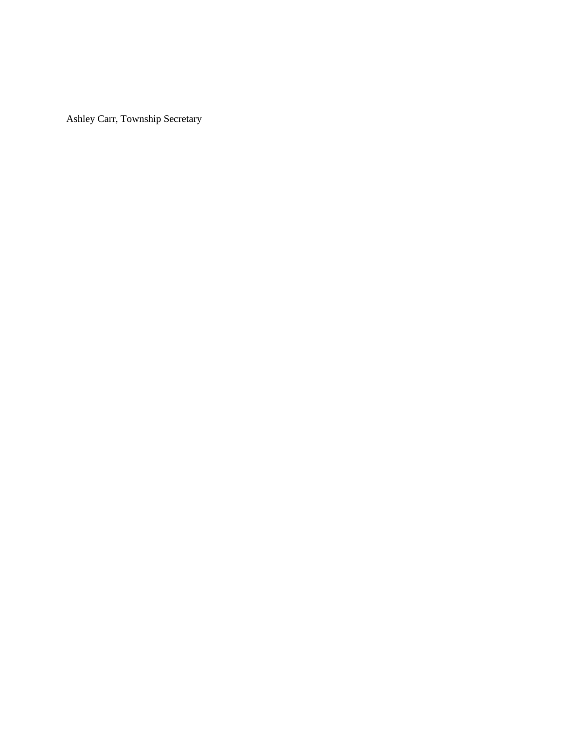Ashley Carr, Township Secretary